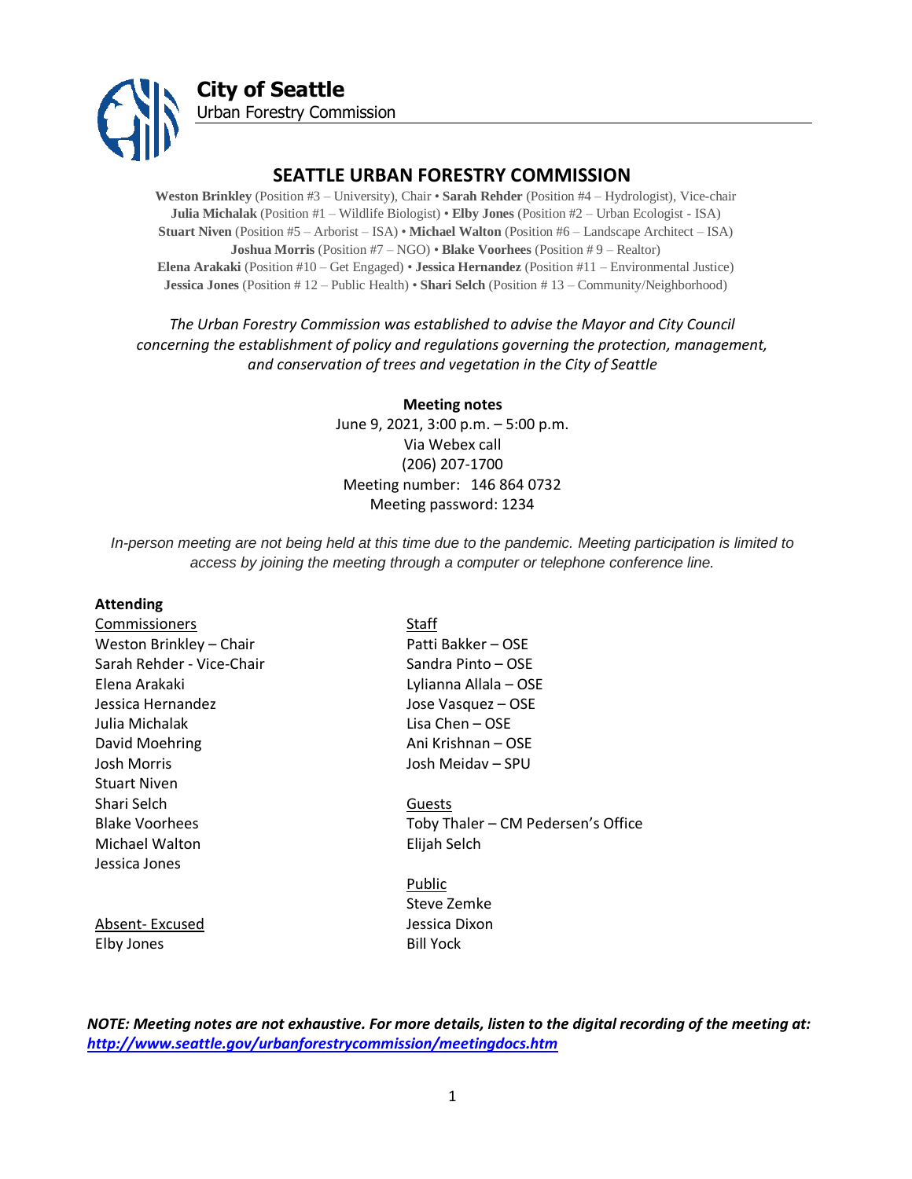**City of Seattle**
Urban Forestry Commission

# SEATTLE URBAN FORESTRY COMMISSION

**Weston Brinkley** (Position #3 – University), Chair • **Sarah Rehder** (Position #4 – Hydrologist), Vice-chair
**Julia Michalak** (Position #1 – Wildlife Biologist) • **Elby Jones** (Position #2 – Urban Ecologist - ISA)
**Stuart Niven** (Position #5 – Arborist – ISA) • **Michael Walton** (Position #6 – Landscape Architect – ISA)
**Joshua Morris** (Position #7 – NGO) • **Blake Voorhees** (Position # 9 – Realtor)
**Elena Arakaki** (Position #10 – Get Engaged) • **Jessica Hernandez** (Position #11 – Environmental Justice)
**Jessica Jones** (Position # 12 – Public Health) • **Shari Selch** (Position # 13 – Community/Neighborhood)

*The Urban Forestry Commission was established to advise the Mayor and City Council concerning the establishment of policy and regulations governing the protection, management, and conservation of trees and vegetation in the City of Seattle*

**Meeting notes**
June 9, 2021, 3:00 p.m. – 5:00 p.m.
Via Webex call
(206) 207-1700
Meeting number: 146 864 0732
Meeting password: 1234

*In-person meeting are not being held at this time due to the pandemic. Meeting participation is limited to access by joining the meeting through a computer or telephone conference line.*

**Attending**

Commissioners
Weston Brinkley – Chair
Sarah Rehder - Vice-Chair
Elena Arakaki
Jessica Hernandez
Julia Michalak
David Moehring
Josh Morris
Stuart Niven
Shari Selch
Blake Voorhees
Michael Walton
Jessica Jones

Absent- Excused
Elby Jones

Staff
Patti Bakker – OSE
Sandra Pinto – OSE
Lylianna Allala – OSE
Jose Vasquez – OSE
Lisa Chen – OSE
Ani Krishnan – OSE
Josh Meidav – SPU

Guests
Toby Thaler – CM Pedersen's Office
Elijah Selch

Public
Steve Zemke
Jessica Dixon
Bill Yock

***NOTE: Meeting notes are not exhaustive. For more details, listen to the digital recording of the meeting at: http://www.seattle.gov/urbanforestrycommission/meetingdocs.htm***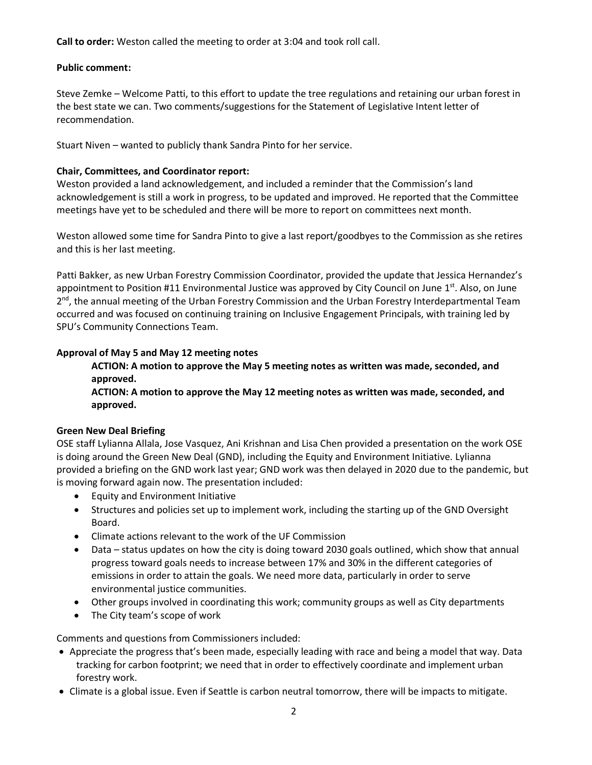**Call to order:** Weston called the meeting to order at 3:04 and took roll call.

**Public comment:**

Steve Zemke – Welcome Patti, to this effort to update the tree regulations and retaining our urban forest in the best state we can. Two comments/suggestions for the Statement of Legislative Intent letter of recommendation.

Stuart Niven – wanted to publicly thank Sandra Pinto for her service.

**Chair, Committees, and Coordinator report:**

Weston provided a land acknowledgement, and included a reminder that the Commission's land acknowledgement is still a work in progress, to be updated and improved. He reported that the Committee meetings have yet to be scheduled and there will be more to report on committees next month.

Weston allowed some time for Sandra Pinto to give a last report/goodbyes to the Commission as she retires and this is her last meeting.

Patti Bakker, as new Urban Forestry Commission Coordinator, provided the update that Jessica Hernandez's appointment to Position #11 Environmental Justice was approved by City Council on June 1st. Also, on June 2nd, the annual meeting of the Urban Forestry Commission and the Urban Forestry Interdepartmental Team occurred and was focused on continuing training on Inclusive Engagement Principals, with training led by SPU's Community Connections Team.

**Approval of May 5 and May 12 meeting notes**

> **ACTION: A motion to approve the May 5 meeting notes as written was made, seconded, and approved.**
>
> **ACTION: A motion to approve the May 12 meeting notes as written was made, seconded, and approved.**

**Green New Deal Briefing**

OSE staff Lylianna Allala, Jose Vasquez, Ani Krishnan and Lisa Chen provided a presentation on the work OSE is doing around the Green New Deal (GND), including the Equity and Environment Initiative. Lylianna provided a briefing on the GND work last year; GND work was then delayed in 2020 due to the pandemic, but is moving forward again now. The presentation included:

- Equity and Environment Initiative
- Structures and policies set up to implement work, including the starting up of the GND Oversight Board.
- Climate actions relevant to the work of the UF Commission
- Data – status updates on how the city is doing toward 2030 goals outlined, which show that annual progress toward goals needs to increase between 17% and 30% in the different categories of emissions in order to attain the goals. We need more data, particularly in order to serve environmental justice communities.
- Other groups involved in coordinating this work; community groups as well as City departments
- The City team's scope of work

Comments and questions from Commissioners included:

- Appreciate the progress that's been made, especially leading with race and being a model that way. Data tracking for carbon footprint; we need that in order to effectively coordinate and implement urban forestry work.
- Climate is a global issue. Even if Seattle is carbon neutral tomorrow, there will be impacts to mitigate.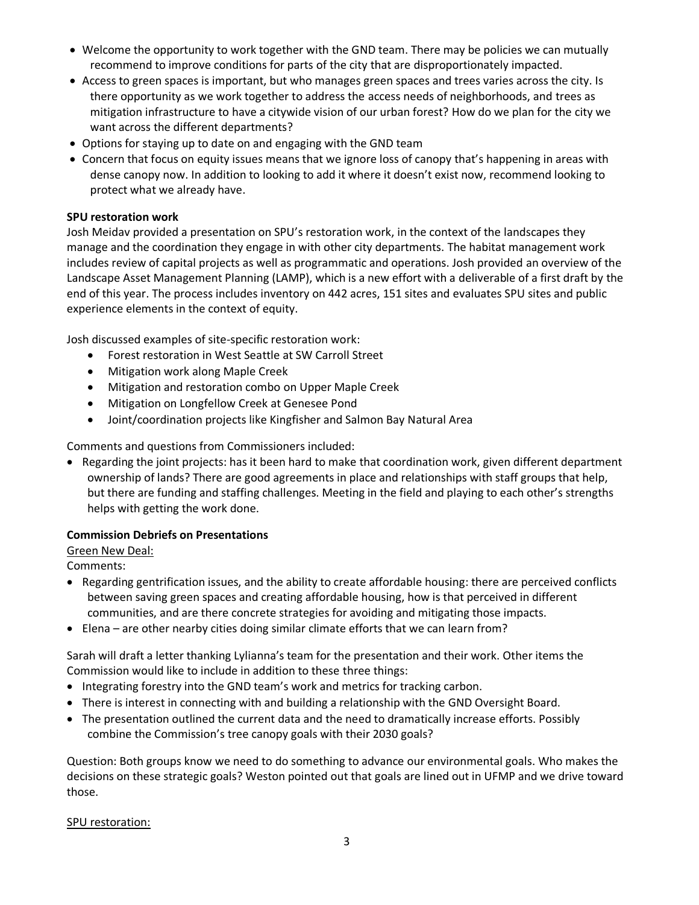- Welcome the opportunity to work together with the GND team. There may be policies we can mutually recommend to improve conditions for parts of the city that are disproportionately impacted.
- Access to green spaces is important, but who manages green spaces and trees varies across the city. Is there opportunity as we work together to address the access needs of neighborhoods, and trees as mitigation infrastructure to have a citywide vision of our urban forest? How do we plan for the city we want across the different departments?
- Options for staying up to date on and engaging with the GND team
- Concern that focus on equity issues means that we ignore loss of canopy that's happening in areas with dense canopy now. In addition to looking to add it where it doesn't exist now, recommend looking to protect what we already have.

**SPU restoration work**

Josh Meidav provided a presentation on SPU's restoration work, in the context of the landscapes they manage and the coordination they engage in with other city departments. The habitat management work includes review of capital projects as well as programmatic and operations. Josh provided an overview of the Landscape Asset Management Planning (LAMP), which is a new effort with a deliverable of a first draft by the end of this year. The process includes inventory on 442 acres, 151 sites and evaluates SPU sites and public experience elements in the context of equity.

Josh discussed examples of site-specific restoration work:

- Forest restoration in West Seattle at SW Carroll Street
- Mitigation work along Maple Creek
- Mitigation and restoration combo on Upper Maple Creek
- Mitigation on Longfellow Creek at Genesee Pond
- Joint/coordination projects like Kingfisher and Salmon Bay Natural Area

Comments and questions from Commissioners included:

- Regarding the joint projects: has it been hard to make that coordination work, given different department ownership of lands? There are good agreements in place and relationships with staff groups that help, but there are funding and staffing challenges. Meeting in the field and playing to each other's strengths helps with getting the work done.

**Commission Debriefs on Presentations**

Green New Deal:

Comments:

- Regarding gentrification issues, and the ability to create affordable housing: there are perceived conflicts between saving green spaces and creating affordable housing, how is that perceived in different communities, and are there concrete strategies for avoiding and mitigating those impacts.
- Elena – are other nearby cities doing similar climate efforts that we can learn from?

Sarah will draft a letter thanking Lylianna's team for the presentation and their work. Other items the Commission would like to include in addition to these three things:

- Integrating forestry into the GND team's work and metrics for tracking carbon.
- There is interest in connecting with and building a relationship with the GND Oversight Board.
- The presentation outlined the current data and the need to dramatically increase efforts. Possibly combine the Commission's tree canopy goals with their 2030 goals?

Question: Both groups know we need to do something to advance our environmental goals. Who makes the decisions on these strategic goals? Weston pointed out that goals are lined out in UFMP and we drive toward those.

SPU restoration: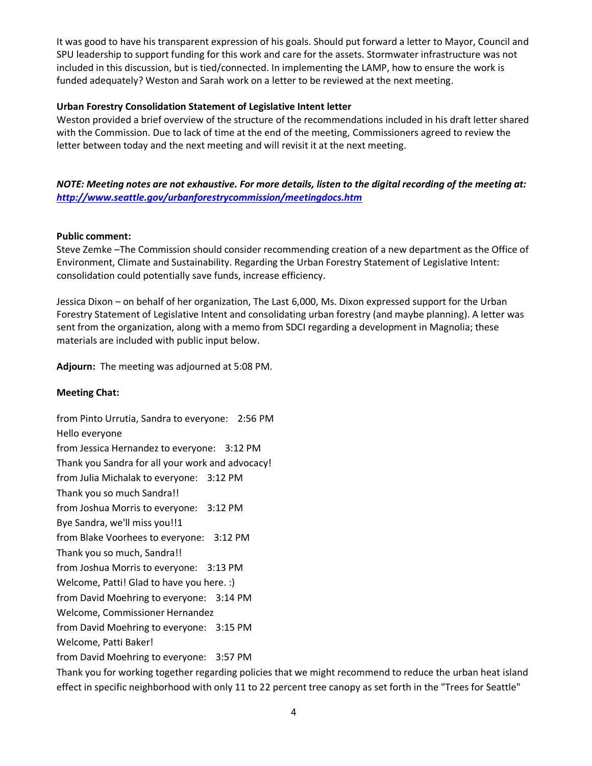It was good to have his transparent expression of his goals. Should put forward a letter to Mayor, Council and SPU leadership to support funding for this work and care for the assets. Stormwater infrastructure was not included in this discussion, but is tied/connected. In implementing the LAMP, how to ensure the work is funded adequately? Weston and Sarah work on a letter to be reviewed at the next meeting.

**Urban Forestry Consolidation Statement of Legislative Intent letter**
Weston provided a brief overview of the structure of the recommendations included in his draft letter shared with the Commission. Due to lack of time at the end of the meeting, Commissioners agreed to review the letter between today and the next meeting and will revisit it at the next meeting.

***NOTE: Meeting notes are not exhaustive. For more details, listen to the digital recording of the meeting at: [http://www.seattle.gov/urbanforestrycommission/meetingdocs.htm](http://www.seattle.gov/urbanforestrycommission/meetingdocs.htm)***

**Public comment:**
Steve Zemke –The Commission should consider recommending creation of a new department as the Office of Environment, Climate and Sustainability. Regarding the Urban Forestry Statement of Legislative Intent: consolidation could potentially save funds, increase efficiency.

Jessica Dixon – on behalf of her organization, The Last 6,000, Ms. Dixon expressed support for the Urban Forestry Statement of Legislative Intent and consolidating urban forestry (and maybe planning). A letter was sent from the organization, along with a memo from SDCI regarding a development in Magnolia; these materials are included with public input below.

**Adjourn:** The meeting was adjourned at 5:08 PM.

**Meeting Chat:**

from Pinto Urrutia, Sandra to everyone: 2:56 PM
Hello everyone
from Jessica Hernandez to everyone: 3:12 PM
Thank you Sandra for all your work and advocacy!
from Julia Michalak to everyone: 3:12 PM
Thank you so much Sandra!!
from Joshua Morris to everyone: 3:12 PM
Bye Sandra, we'll miss you!!1
from Blake Voorhees to everyone: 3:12 PM
Thank you so much, Sandra!!
from Joshua Morris to everyone: 3:13 PM
Welcome, Patti! Glad to have you here. :)
from David Moehring to everyone: 3:14 PM
Welcome, Commissioner Hernandez
from David Moehring to everyone: 3:15 PM
Welcome, Patti Baker!
from David Moehring to everyone: 3:57 PM
Thank you for working together regarding policies that we might recommend to reduce the urban heat island effect in specific neighborhood with only 11 to 22 percent tree canopy as set forth in the "Trees for Seattle"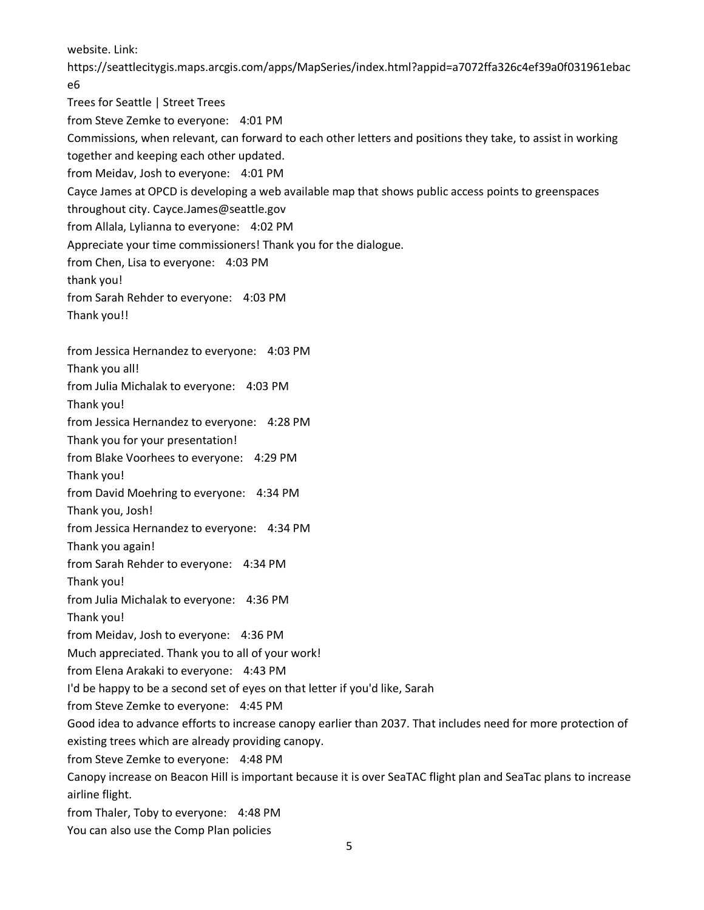website. Link:
https://seattlecitygis.maps.arcgis.com/apps/MapSeries/index.html?appid=a7072ffa326c4ef39a0f031961ebace6
Trees for Seattle | Street Trees

from Steve Zemke to everyone: 4:01 PM
Commissions, when relevant, can forward to each other letters and positions they take, to assist in working together and keeping each other updated.

from Meidav, Josh to everyone: 4:01 PM
Cayce James at OPCD is developing a web available map that shows public access points to greenspaces throughout city. Cayce.James@seattle.gov

from Allala, Lylianna to everyone: 4:02 PM
Appreciate your time commissioners! Thank you for the dialogue.

from Chen, Lisa to everyone: 4:03 PM
thank you!

from Sarah Rehder to everyone: 4:03 PM
Thank you!!

from Jessica Hernandez to everyone: 4:03 PM
Thank you all!

from Julia Michalak to everyone: 4:03 PM
Thank you!

from Jessica Hernandez to everyone: 4:28 PM
Thank you for your presentation!

from Blake Voorhees to everyone: 4:29 PM
Thank you!

from David Moehring to everyone: 4:34 PM
Thank you, Josh!

from Jessica Hernandez to everyone: 4:34 PM
Thank you again!

from Sarah Rehder to everyone: 4:34 PM
Thank you!

from Julia Michalak to everyone: 4:36 PM
Thank you!

from Meidav, Josh to everyone: 4:36 PM
Much appreciated. Thank you to all of your work!

from Elena Arakaki to everyone: 4:43 PM
I'd be happy to be a second set of eyes on that letter if you'd like, Sarah

from Steve Zemke to everyone: 4:45 PM
Good idea to advance efforts to increase canopy earlier than 2037. That includes need for more protection of existing trees which are already providing canopy.

from Steve Zemke to everyone: 4:48 PM
Canopy increase on Beacon Hill is important because it is over SeaTAC flight plan and SeaTac plans to increase airline flight.

from Thaler, Toby to everyone: 4:48 PM
You can also use the Comp Plan policies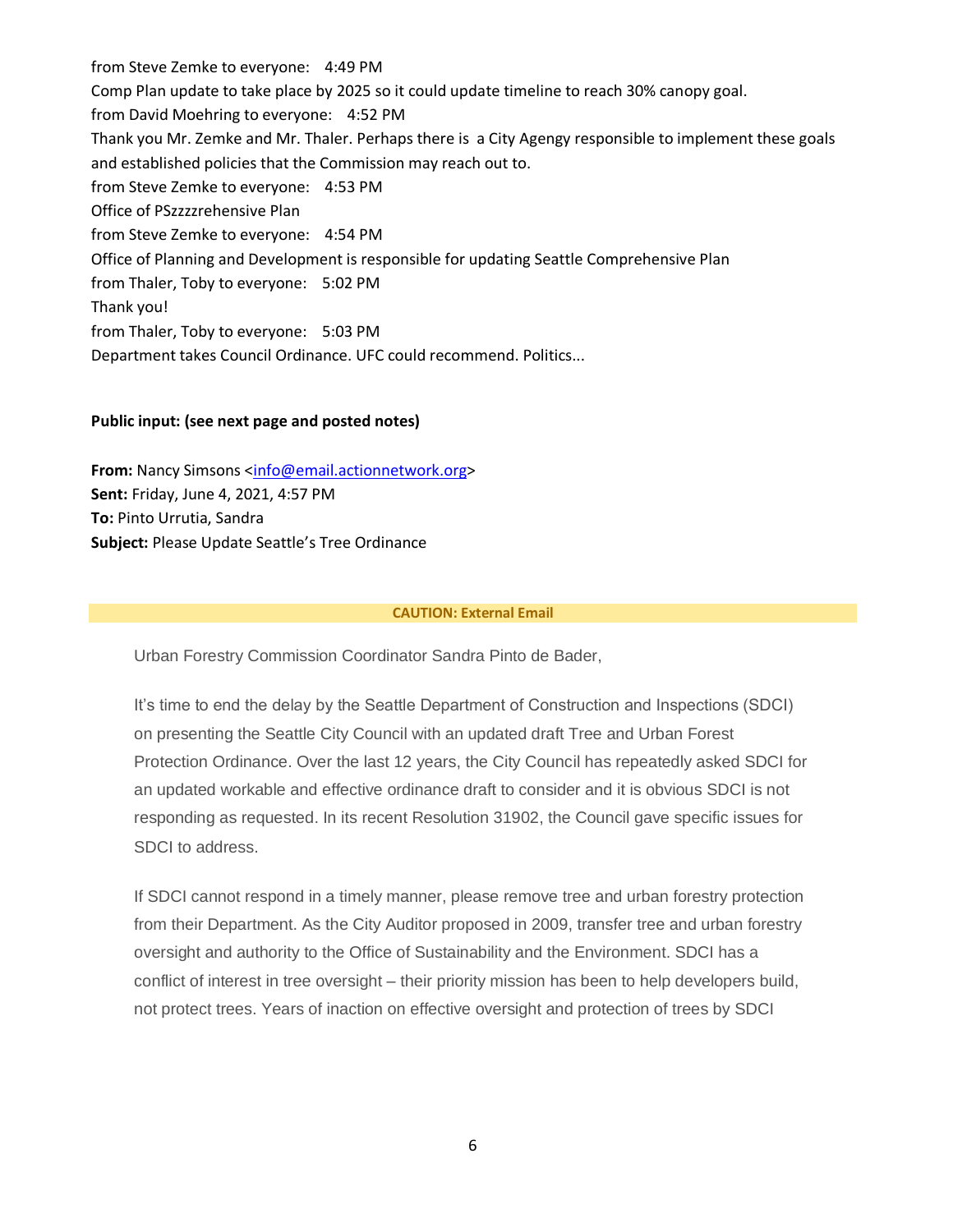from Steve Zemke to everyone: 4:49 PM
Comp Plan update to take place by 2025 so it could update timeline to reach 30% canopy goal.
from David Moehring to everyone: 4:52 PM
Thank you Mr. Zemke and Mr. Thaler. Perhaps there is a City Agengy responsible to implement these goals and established policies that the Commission may reach out to.
from Steve Zemke to everyone: 4:53 PM
Office of PSzzzzrehensive Plan
from Steve Zemke to everyone: 4:54 PM
Office of Planning and Development is responsible for updating Seattle Comprehensive Plan
from Thaler, Toby to everyone: 5:02 PM
Thank you!
from Thaler, Toby to everyone: 5:03 PM
Department takes Council Ordinance. UFC could recommend. Politics...

**Public input: (see next page and posted notes)**

**From:** Nancy Simsons <info@email.actionnetwork.org>
**Sent:** Friday, June 4, 2021, 4:57 PM
**To:** Pinto Urrutia, Sandra
**Subject:** Please Update Seattle's Tree Ordinance

**CAUTION: External Email**

Urban Forestry Commission Coordinator Sandra Pinto de Bader,

It's time to end the delay by the Seattle Department of Construction and Inspections (SDCI) on presenting the Seattle City Council with an updated draft Tree and Urban Forest Protection Ordinance. Over the last 12 years, the City Council has repeatedly asked SDCI for an updated workable and effective ordinance draft to consider and it is obvious SDCI is not responding as requested. In its recent Resolution 31902, the Council gave specific issues for SDCI to address.

If SDCI cannot respond in a timely manner, please remove tree and urban forestry protection from their Department. As the City Auditor proposed in 2009, transfer tree and urban forestry oversight and authority to the Office of Sustainability and the Environment. SDCI has a conflict of interest in tree oversight – their priority mission has been to help developers build, not protect trees. Years of inaction on effective oversight and protection of trees by SDCI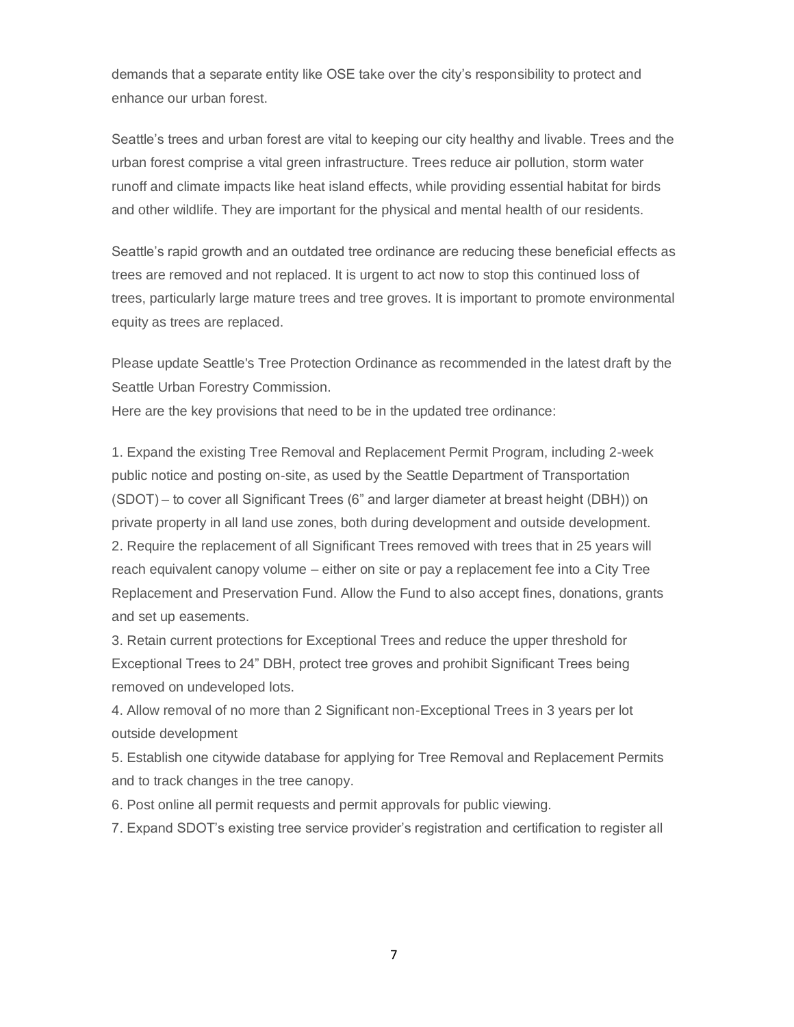demands that a separate entity like OSE take over the city's responsibility to protect and enhance our urban forest.

Seattle's trees and urban forest are vital to keeping our city healthy and livable. Trees and the urban forest comprise a vital green infrastructure. Trees reduce air pollution, storm water runoff and climate impacts like heat island effects, while providing essential habitat for birds and other wildlife. They are important for the physical and mental health of our residents.

Seattle's rapid growth and an outdated tree ordinance are reducing these beneficial effects as trees are removed and not replaced. It is urgent to act now to stop this continued loss of trees, particularly large mature trees and tree groves. It is important to promote environmental equity as trees are replaced.

Please update Seattle's Tree Protection Ordinance as recommended in the latest draft by the Seattle Urban Forestry Commission.
Here are the key provisions that need to be in the updated tree ordinance:

1. Expand the existing Tree Removal and Replacement Permit Program, including 2-week public notice and posting on-site, as used by the Seattle Department of Transportation (SDOT) – to cover all Significant Trees (6" and larger diameter at breast height (DBH)) on private property in all land use zones, both during development and outside development.
2. Require the replacement of all Significant Trees removed with trees that in 25 years will reach equivalent canopy volume – either on site or pay a replacement fee into a City Tree Replacement and Preservation Fund. Allow the Fund to also accept fines, donations, grants and set up easements.
3. Retain current protections for Exceptional Trees and reduce the upper threshold for Exceptional Trees to 24" DBH, protect tree groves and prohibit Significant Trees being removed on undeveloped lots.
4. Allow removal of no more than 2 Significant non-Exceptional Trees in 3 years per lot outside development
5. Establish one citywide database for applying for Tree Removal and Replacement Permits and to track changes in the tree canopy.
6. Post online all permit requests and permit approvals for public viewing.
7. Expand SDOT's existing tree service provider's registration and certification to register all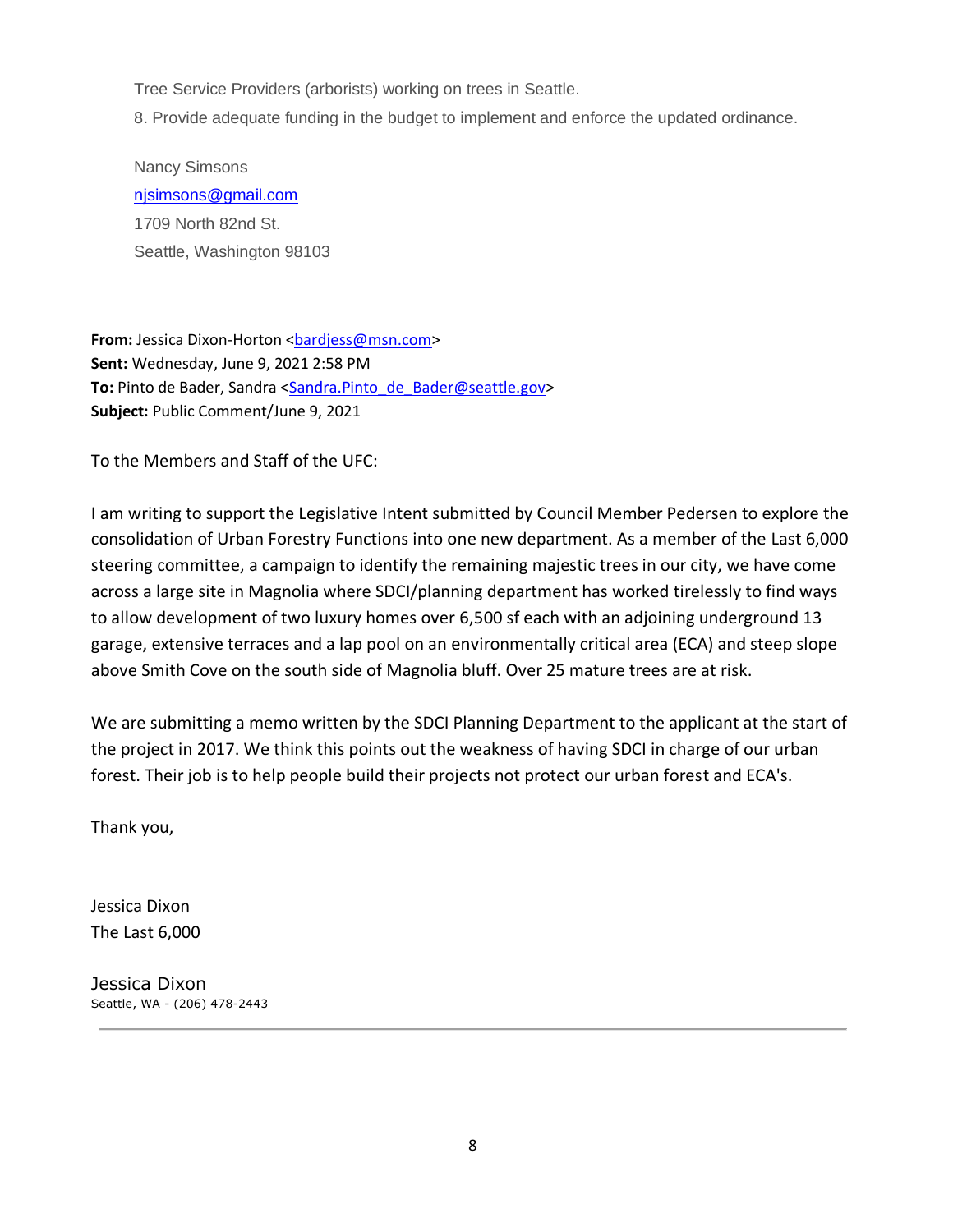Tree Service Providers (arborists) working on trees in Seattle.

8. Provide adequate funding in the budget to implement and enforce the updated ordinance.

Nancy Simsons
njsimsons@gmail.com
1709 North 82nd St.
Seattle, Washington 98103

**From:** Jessica Dixon-Horton <bardjess@msn.com>
**Sent:** Wednesday, June 9, 2021 2:58 PM
**To:** Pinto de Bader, Sandra <Sandra.Pinto_de_Bader@seattle.gov>
**Subject:** Public Comment/June 9, 2021

To the Members and Staff of the UFC:

I am writing to support the Legislative Intent submitted by Council Member Pedersen to explore the consolidation of Urban Forestry Functions into one new department. As a member of the Last 6,000 steering committee, a campaign to identify the remaining majestic trees in our city, we have come across a large site in Magnolia where SDCI/planning department has worked tirelessly to find ways to allow development of two luxury homes over 6,500 sf each with an adjoining underground 13 garage, extensive terraces and a lap pool on an environmentally critical area (ECA) and steep slope above Smith Cove on the south side of Magnolia bluff. Over 25 mature trees are at risk.

We are submitting a memo written by the SDCI Planning Department to the applicant at the start of the project in 2017. We think this points out the weakness of having SDCI in charge of our urban forest. Their job is to help people build their projects not protect our urban forest and ECA's.

Thank you,

Jessica Dixon
The Last 6,000

Jessica Dixon
Seattle, WA - (206) 478-2443